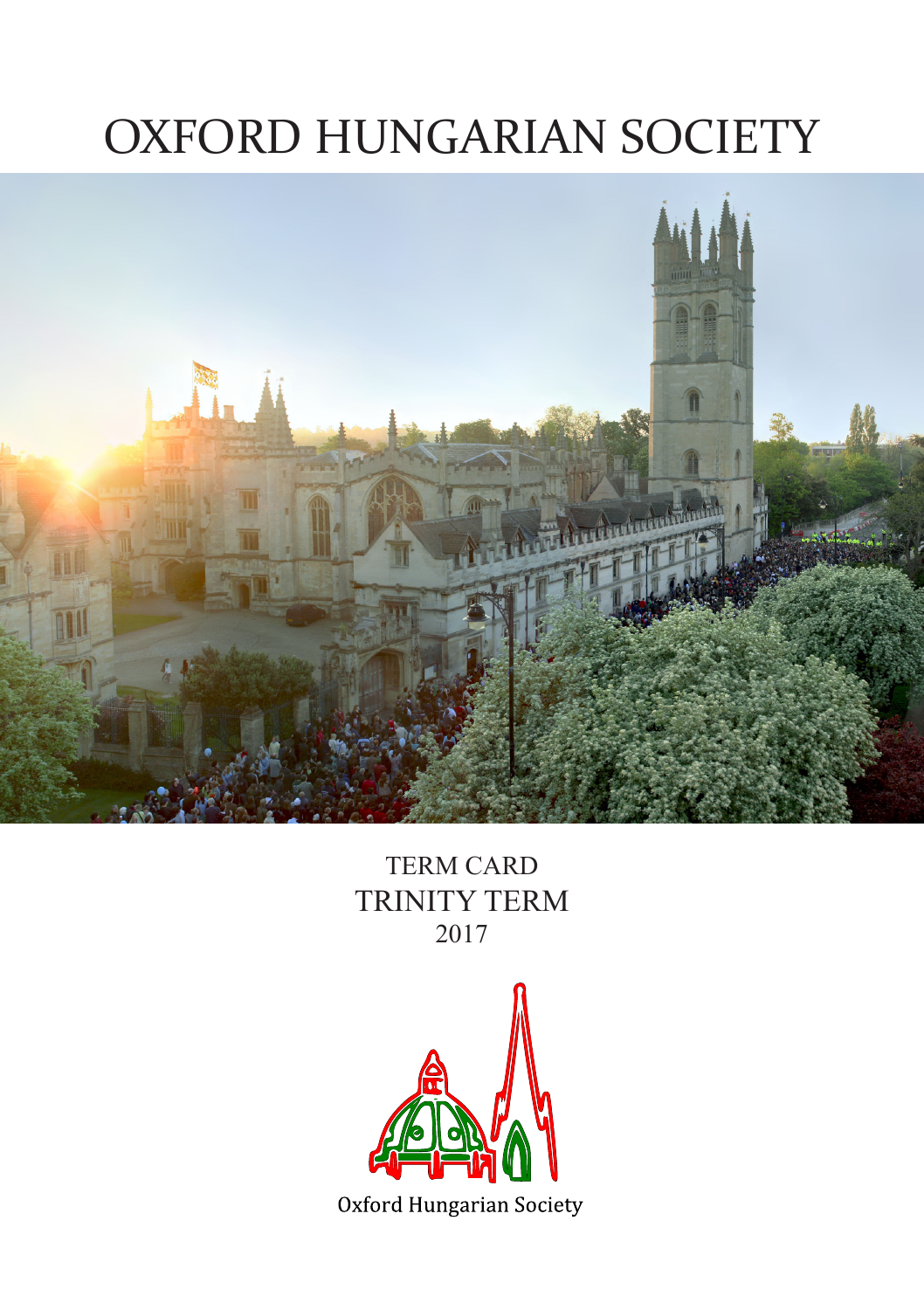# OXFORD HUNGARIAN SOCIETY

TERM CARD
TRINITY TERM
2017

Oxford Hungarian Society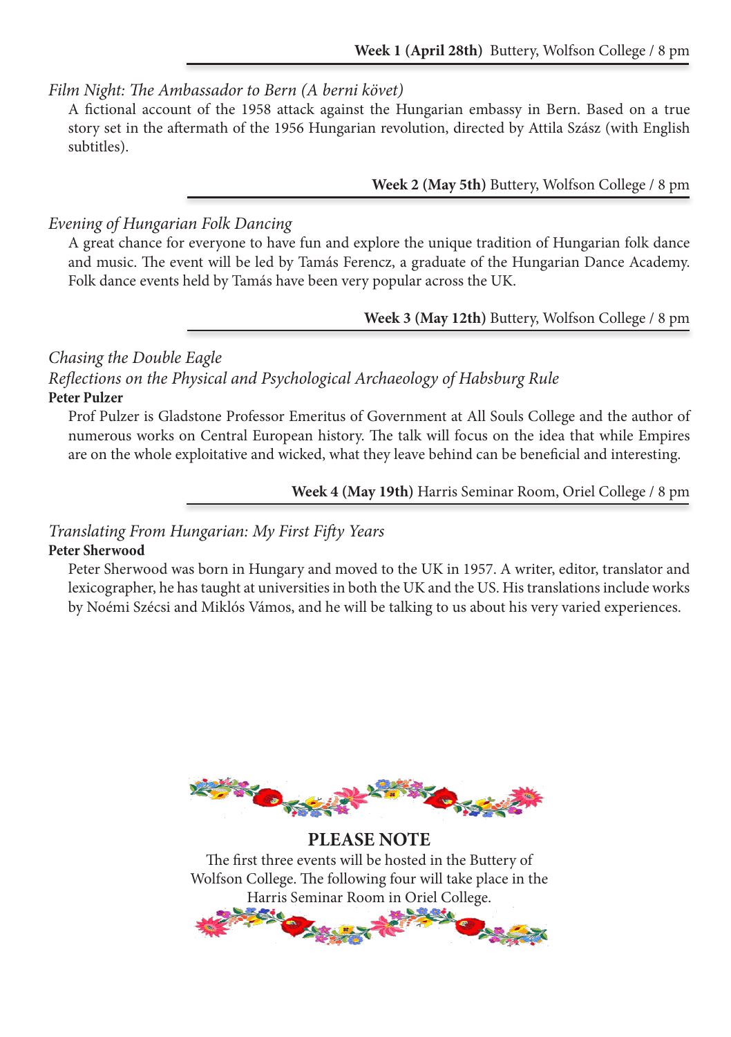**Week 1 (April 28th)** Buttery, Wolfson College / 8 pm

*Film Night: The Ambassador to Bern (A berni követ)*

A fictional account of the 1958 attack against the Hungarian embassy in Bern. Based on a true story set in the aftermath of the 1956 Hungarian revolution, directed by Attila Szász (with English subtitles).

**Week 2 (May 5th)** Buttery, Wolfson College / 8 pm

*Evening of Hungarian Folk Dancing*

A great chance for everyone to have fun and explore the unique tradition of Hungarian folk dance and music. The event will be led by Tamás Ferencz, a graduate of the Hungarian Dance Academy. Folk dance events held by Tamás have been very popular across the UK.

**Week 3 (May 12th)** Buttery, Wolfson College / 8 pm

*Chasing the Double Eagle*
*Reflections on the Physical and Psychological Archaeology of Habsburg Rule*
**Peter Pulzer**

Prof Pulzer is Gladstone Professor Emeritus of Government at All Souls College and the author of numerous works on Central European history. The talk will focus on the idea that while Empires are on the whole exploitative and wicked, what they leave behind can be beneficial and interesting.

**Week 4 (May 19th)** Harris Seminar Room, Oriel College / 8 pm

*Translating From Hungarian: My First Fifty Years*
**Peter Sherwood**

Peter Sherwood was born in Hungary and moved to the UK in 1957. A writer, editor, translator and lexicographer, he has taught at universities in both the UK and the US. His translations include works by Noémi Szécsi and Miklós Vámos, and he will be talking to us about his very varied experiences.

**PLEASE NOTE**

The first three events will be hosted in the Buttery of Wolfson College. The following four will take place in the Harris Seminar Room in Oriel College.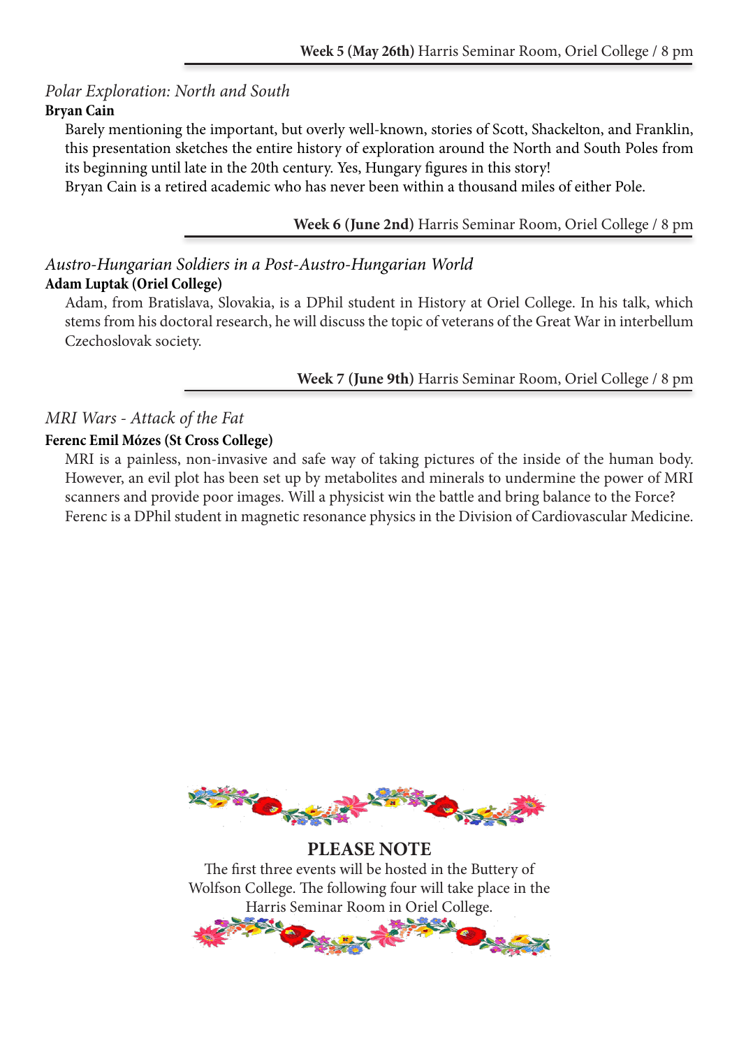**Week 5 (May 26th)** Harris Seminar Room, Oriel College / 8 pm

*Polar Exploration: North and South*

**Bryan Cain**

Barely mentioning the important, but overly well-known, stories of Scott, Shackelton, and Franklin, this presentation sketches the entire history of exploration around the North and South Poles from its beginning until late in the 20th century. Yes, Hungary figures in this story!
Bryan Cain is a retired academic who has never been within a thousand miles of either Pole.

**Week 6 (June 2nd)** Harris Seminar Room, Oriel College / 8 pm

*Austro-Hungarian Soldiers in a Post-Austro-Hungarian World*

**Adam Luptak (Oriel College)**

Adam, from Bratislava, Slovakia, is a DPhil student in History at Oriel College. In his talk, which stems from his doctoral research, he will discuss the topic of veterans of the Great War in interbellum Czechoslovak society.

**Week 7 (June 9th)** Harris Seminar Room, Oriel College / 8 pm

*MRI Wars - Attack of the Fat*

**Ferenc Emil Mózes (St Cross College)**

MRI is a painless, non-invasive and safe way of taking pictures of the inside of the human body. However, an evil plot has been set up by metabolites and minerals to undermine the power of MRI scanners and provide poor images. Will a physicist win the battle and bring balance to the Force?
Ferenc is a DPhil student in magnetic resonance physics in the Division of Cardiovascular Medicine.

**PLEASE NOTE**

The first three events will be hosted in the Buttery of Wolfson College. The following four will take place in the Harris Seminar Room in Oriel College.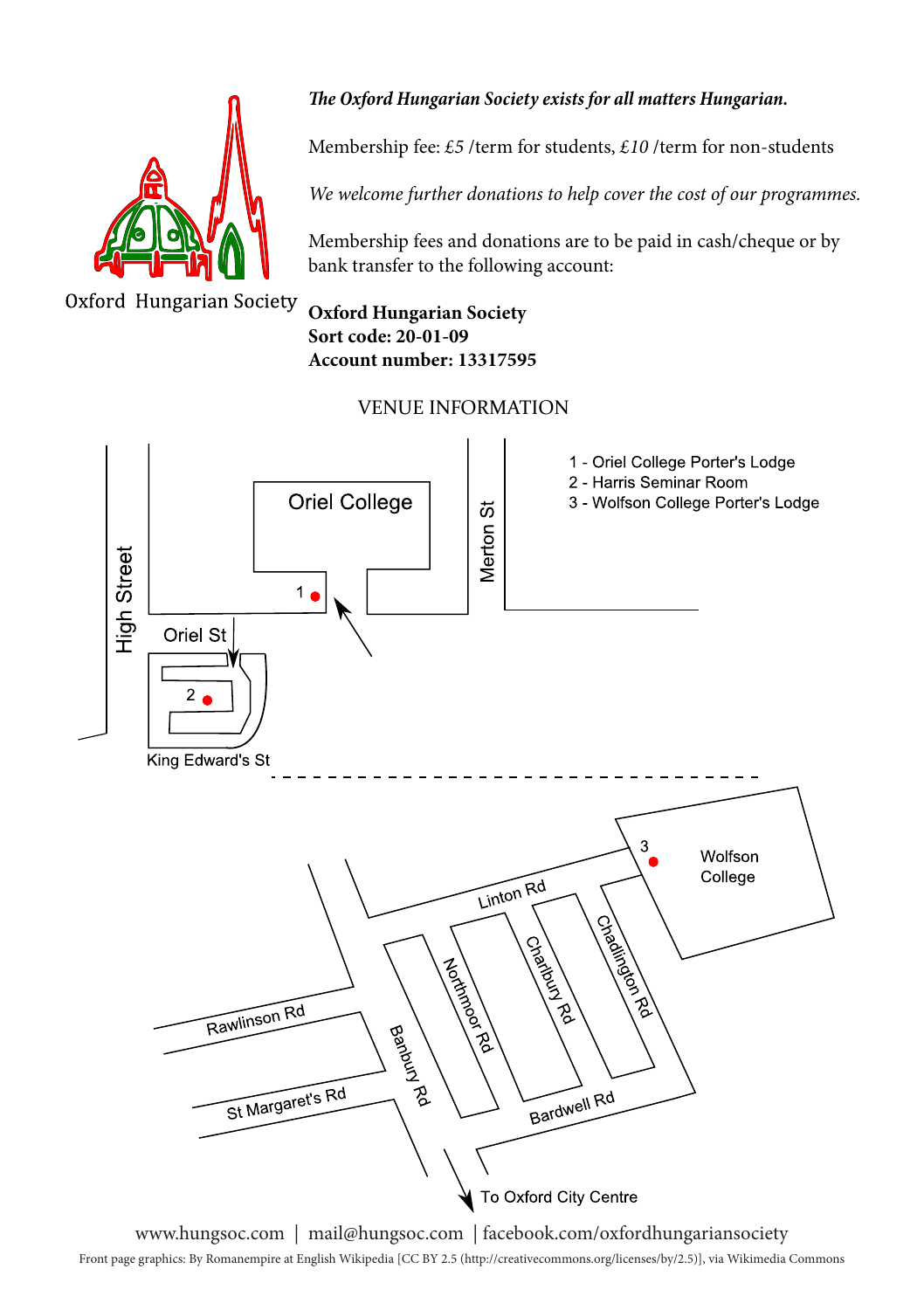Oxford Hungarian Society

***The Oxford Hungarian Society exists for all matters Hungarian.***

Membership fee: *£5* /term for students, *£10* /term for non-students

*We welcome further donations to help cover the cost of our programmes.*

Membership fees and donations are to be paid in cash/cheque or by bank transfer to the following account:

**Oxford Hungarian Society**
**Sort code: 20-01-09**
**Account number: 13317595**

VENUE INFORMATION

1 - Oriel College Porter's Lodge
2 - Harris Seminar Room
3 - Wolfson College Porter's Lodge

High Street
Oriel College
Merton St
Oriel St
King Edward's St

Wolfson College
Linton Rd
Chadlington Rd
Charlbury Rd
Northmoor Rd
Banbury Rd
Rawlinson Rd
St Margaret's Rd
Bardwell Rd
To Oxford City Centre

www.hungsoc.com | mail@hungsoc.com | facebook.com/oxfordhungariansociety

Front page graphics: By Romanempire at English Wikipedia [CC BY 2.5 (http://creativecommons.org/licenses/by/2.5)], via Wikimedia Commons